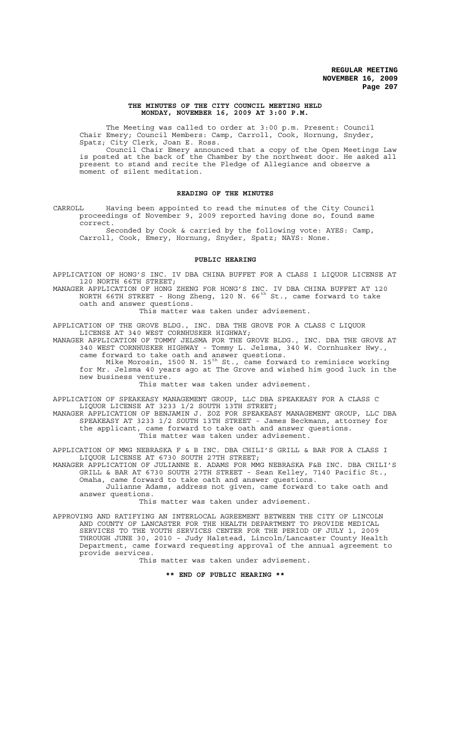### THE MINUTES OF THE CITY COUNCIL MEETING HELD MONDAY, NOVEMBER 16, 2009 AT 3:00 P.M.

The Meeting was called to order at 3:00 p.m. Present: Council Chair Emery; Council Members: Camp, Carroll, Cook, Hornung, Snyder, Spatz; City Clerk, Joan E. Ross.

Council Chair Emery announced that a copy of the Open Meetings Law is posted at the back of the Chamber by the northwest door. He asked all present to stand and recite the Pledge of Allegiance and observe a moment of silent meditation.

### READING OF THE MINUTES

CARROLL Having been appointed to read the minutes of the City Council proceedings of November 9, 2009 reported having done so, found same correct.

Seconded by Cook & carried by the following vote: AYES: Camp, Carroll, Cook, Emery, Hornung, Snyder, Spatz; NAYS: None.

### PUBLIC HEARING

APPLICATION OF HONG'S INC. IV DBA CHINA BUFFET FOR A CLASS I LIQUOR LICENSE AT 120 NORTH 66TH STREET;

MANAGER APPLICATION OF HONG ZHENG FOR HONG'S INC. IV DBA CHINA BUFFET AT 120 NORTH 66TH STREET - Hong Zheng, 120 N. 66th St., came forward to take oath and answer questions.

This matter was taken under advisement.

APPLICATION OF THE GROVE BLDG., INC. DBA THE GROVE FOR A CLASS C LIQUOR LICENSE AT 340 WEST CORNHUSKER HIGHWAY;

MANAGER APPLICATION OF TOMMY JELSMA FOR THE GROVE BLDG., INC. DBA THE GROVE AT 340 WEST CORNHUSKER HIGHWAY - Tommy L. Jelsma, 340 W. Cornhusker Hwy., came forward to take oath and answer questions.

Mike Morosin, 1500 N. 15th St., came forward to reminisce working for Mr. Jelsma 40 years ago at The Grove and wished him good luck in the new business venture.

This matter was taken under advisement.

APPLICATION OF SPEAKEASY MANAGEMENT GROUP, LLC DBA SPEAKEASY FOR A CLASS C LIQUOR LICENSE AT 3233 1/2 SOUTH 13TH STREET;

MANAGER APPLICATION OF BENJAMIN J. ZOZ FOR SPEAKEASY MANAGEMENT GROUP, LLC DBA SPEAKEASY AT 3233 1/2 SOUTH 13TH STREET - James Beckmann, attorney for the applicant, came forward to take oath and answer questions.

This matter was taken under advisement.

APPLICATION OF MMG NEBRASKA F & B INC. DBA CHILI'S GRILL & BAR FOR A CLASS I LIQUOR LICENSE AT 6730 SOUTH 27TH STREET;

MANAGER APPLICATION OF JULIANNE E. ADAMS FOR MMG NEBRASKA F&B INC. DBA CHILI'S GRILL & BAR AT 6730 SOUTH 27TH STREET - Sean Kelley, 7140 Pacific St., Omaha, came forward to take oath and answer questions.

Julianne Adams, address not given, came forward to take oath and answer questions.

This matter was taken under advisement.

APPROVING AND RATIFYING AN INTERLOCAL AGREEMENT BETWEEN THE CITY OF LINCOLN AND COUNTY OF LANCASTER FOR THE HEALTH DEPARTMENT TO PROVIDE MEDICAL SERVICES TO THE YOUTH SERVICES CENTER FOR THE PERIOD OF JULY 1, 2009 THROUGH JUNE 30, 2010 - Judy Halstead, Lincoln/Lancaster County Health Department, came forward requesting approval of the annual agreement to provide services.

This matter was taken under advisement.

**\*\* END OF PUBLIC HEARING \*\***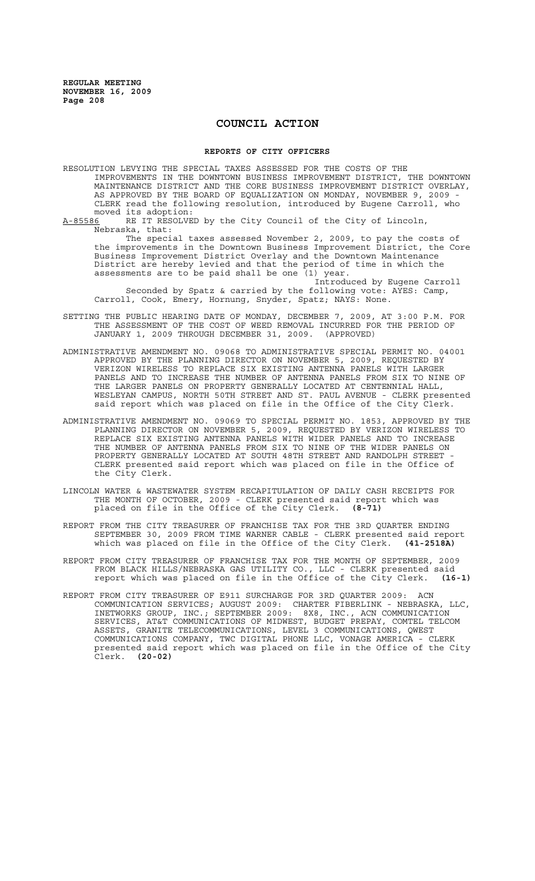# COUNCIL ACTION

## REPORTS OF CITY OFFICERS

RESOLUTION LEVYING THE SPECIAL TAXES ASSESSED FOR THE COSTS OF THE IMPROVEMENTS IN THE DOWNTOWN BUSINESS IMPROVEMENT DISTRICT, THE DOWNTOWN MAINTENANCE DISTRICT AND THE CORE BUSINESS IMPROVEMENT DISTRICT OVERLAY, AS APPROVED BY THE BOARD OF EQUALIZATION ON MONDAY, NOVEMBER 9, 2009 - CLERK read the following resolution, introduced by Eugene Carroll, who moved its adoption:

A-85586 BE IT RESOLVED by the City Council of the City of Lincoln, Nebraska, that:

The special taxes assessed November 2, 2009, to pay the costs of the improvements in the Downtown Business Improvement District, the Core Business Improvement District Overlay and the Downtown Maintenance District are hereby levied and that the period of time in which the assessments are to be paid shall be one (1) year.

Introduced by Eugene Carroll

Seconded by Spatz & carried by the following vote: AYES: Camp, Carroll, Cook, Emery, Hornung, Snyder, Spatz; NAYS: None.

SETTING THE PUBLIC HEARING DATE OF MONDAY, DECEMBER 7, 2009, AT 3:00 P.M. FOR THE ASSESSMENT OF THE COST OF WEED REMOVAL INCURRED FOR THE PERIOD OF JANUARY 1, 2009 THROUGH DECEMBER 31, 2009. (APPROVED)

ADMINISTRATIVE AMENDMENT NO. 09068 TO ADMINISTRATIVE SPECIAL PERMIT NO. 04001 APPROVED BY THE PLANNING DIRECTOR ON NOVEMBER 5, 2009, REQUESTED BY VERIZON WIRELESS TO REPLACE SIX EXISTING ANTENNA PANELS WITH LARGER PANELS AND TO INCREASE THE NUMBER OF ANTENNA PANELS FROM SIX TO NINE OF THE LARGER PANELS ON PROPERTY GENERALLY LOCATED AT CENTENNIAL HALL, WESLEYAN CAMPUS, NORTH 50TH STREET AND ST. PAUL AVENUE - CLERK presented said report which was placed on file in the Office of the City Clerk.

ADMINISTRATIVE AMENDMENT NO. 09069 TO SPECIAL PERMIT NO. 1853, APPROVED BY THE PLANNING DIRECTOR ON NOVEMBER 5, 2009, REQUESTED BY VERIZON WIRELESS TO REPLACE SIX EXISTING ANTENNA PANELS WITH WIDER PANELS AND TO INCREASE THE NUMBER OF ANTENNA PANELS FROM SIX TO NINE OF THE WIDER PANELS ON PROPERTY GENERALLY LOCATED AT SOUTH 48TH STREET AND RANDOLPH STREET - CLERK presented said report which was placed on file in the Office of the City Clerk.

LINCOLN WATER & WASTEWATER SYSTEM RECAPITULATION OF DAILY CASH RECEIPTS FOR THE MONTH OF OCTOBER, 2009 - CLERK presented said report which was placed on file in the Office of the City Clerk. **(8-71)**

REPORT FROM THE CITY TREASURER OF FRANCHISE TAX FOR THE 3RD QUARTER ENDING SEPTEMBER 30, 2009 FROM TIME WARNER CABLE - CLERK presented said report which was placed on file in the Office of the City Clerk. **(41-2518A)**

REPORT FROM CITY TREASURER OF FRANCHISE TAX FOR THE MONTH OF SEPTEMBER, 2009 FROM BLACK HILLS/NEBRASKA GAS UTILITY CO., LLC - CLERK presented said report which was placed on file in the Office of the City Clerk. **(16-1)**

REPORT FROM CITY TREASURER OF E911 SURCHARGE FOR 3RD QUARTER 2009: ACN COMMUNICATION SERVICES; AUGUST 2009: CHARTER FIBERLINK - NEBRASKA, LLC, INETWORKS GROUP, INC.; SEPTEMBER 2009: 8X8, INC., ACN COMMUNICATION SERVICES, AT&T COMMUNICATIONS OF MIDWEST, BUDGET PREPAY, COMTEL TELCOM ASSETS, GRANITE TELECOMMUNICATIONS, LEVEL 3 COMMUNICATIONS, QWEST COMMUNICATIONS COMPANY, TWC DIGITAL PHONE LLC, VONAGE AMERICA - CLERK presented said report which was placed on file in the Office of the City Clerk. **(20-02)**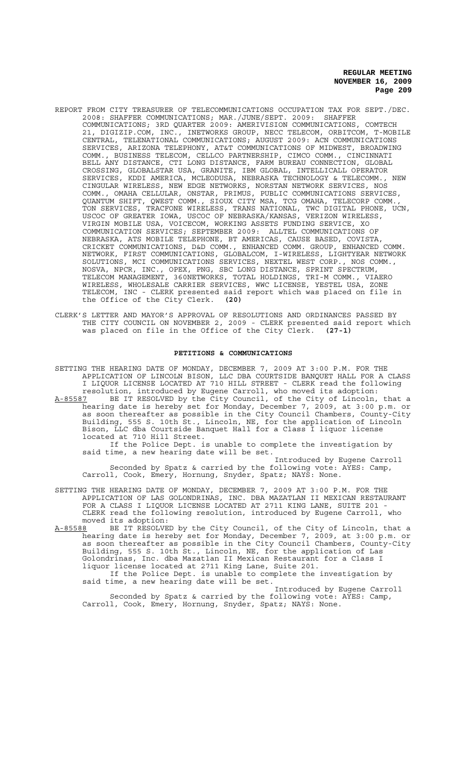REPORT FROM CITY TREASURER OF TELECOMMUNICATIONS OCCUPATION TAX FOR SEPT./DEC. 2008: SHAFFER COMMUNICATIONS; MAR./JUNE/SEPT. 2009: SHAFFER COMMUNICATIONS; 3RD QUARTER 2009: AMERIVISION COMMUNICATIONS, COMTECH 21, DIGIZIP.COM, INC., INETWORKS GROUP, NECC TELECOM, ORBITCOM, T-MOBILE CENTRAL, TELENATIONAL COMMUNICATIONS; AUGUST 2009: ACN COMMUNICATIONS SERVICES, ARIZONA TELEPHONY, AT&T COMMUNICATIONS OF MIDWEST, BROADWING COMM., BUSINESS TELECOM, CELLCO PARTNERSHIP, CIMCO COMM., CINCINNATI BELL ANY DISTANCE, CTI LONG DISTANCE, FARM BUREAU CONNECTION, GLOBAL CROSSING, GLOBALSTAR USA, GRANITE, IBM GLOBAL, INTELLICALL OPERATOR SERVICES, KDDI AMERICA, MCLEODUSA, NEBRASKA TECHNOLOGY & TELECOMM., NEW CINGULAR WIRELESS, NEW EDGE NETWORKS, NORSTAN NETWORK SERVICES, NOS COMM., OMAHA CELLULAR, ONSTAR, PRIMUS, PUBLIC COMMUNICATIONS SERVICES, QUANTUM SHIFT, QWEST COMM., SIOUX CITY MSA, TCG OMAHA, TELECORP COMM., TON SERVICES, TRACFONE WIRELESS, TRANS NATIONAL, TWC DIGITAL PHONE, UCN, USCOC OF GREATER IOWA, USCOC OF NEBRASKA/KANSAS, VERIZON WIRELESS, VIRGIN MOBILE USA, VOICECOM, WORKING ASSETS FUNDING SERVICE, XO COMMUNICATION SERVICES; SEPTEMBER 2009: ALLTEL COMMUNICATIONS OF NEBRASKA, ATS MOBILE TELEPHONE, BT AMERICAS, CAUSE BASED, COVISTA, CRICKET COMMUNICATIONS, D&D COMM., ENHANCED COMM. GROUP, ENHANCED COMM. NETWORK, FIRST COMMUNICATIONS, GLOBALCOM, I-WIRELESS, LIGHTYEAR NETWORK SOLUTIONS, MCI COMMUNICATIONS SERVICES, NEXTEL WEST CORP., NOS COMM., NOSVA, NPCR, INC., OPEX, PNG, SBC LONG DISTANCE, SPRINT SPECTRUM, TELECOM MANAGEMENT, 360NETWORKS, TOTAL HOLDINGS, TRI-M COMM., VIAERO WIRELESS, WHOLESALE CARRIER SERVICES, WWC LICENSE, YESTEL USA, ZONE TELECOM, INC - CLERK presented said report which was placed on file in the Office of the City Clerk. **(20)**

CLERK'S LETTER AND MAYOR'S APPROVAL OF RESOLUTIONS AND ORDINANCES PASSED BY THE CITY COUNCIL ON NOVEMBER 2, 2009 - CLERK presented said report which was placed on file in the Office of the City Clerk. **(27-1)**

## PETITIONS & COMMUNICATIONS

SETTING THE HEARING DATE OF MONDAY, DECEMBER 7, 2009 AT 3:00 P.M. FOR THE APPLICATION OF LINCOLN BISON, LLC DBA COURTSIDE BANQUET HALL FOR A CLASS I LIQUOR LICENSE LOCATED AT 710 HILL STREET - CLERK read the following resolution, introduced by Eugene Carroll, who moved its adoption:

A-85587 BE IT RESOLVED by the City Council, of the City of Lincoln, that a hearing date is hereby set for Monday, December 7, 2009, at 3:00 p.m. or as soon thereafter as possible in the City Council Chambers, County-City Building, 555 S. 10th St., Lincoln, NE, for the application of Lincoln Bison, LLC dba Courtside Banquet Hall for a Class I liquor license located at 710 Hill Street.

If the Police Dept. is unable to complete the investigation by said time, a new hearing date will be set.

Introduced by Eugene Carroll

Seconded by Spatz & carried by the following vote: AYES: Camp, Carroll, Cook, Emery, Hornung, Snyder, Spatz; NAYS: None.

SETTING THE HEARING DATE OF MONDAY, DECEMBER 7, 2009 AT 3:00 P.M. FOR THE APPLICATION OF LAS GOLONDRINAS, INC. DBA MAZATLAN II MEXICAN RESTAURANT FOR A CLASS I LIQUOR LICENSE LOCATED AT 2711 KING LANE, SUITE 201 - CLERK read the following resolution, introduced by Eugene Carroll, who moved its adoption:

A-85588 BE IT RESOLVED by the City Council, of the City of Lincoln, that a hearing date is hereby set for Monday, December 7, 2009, at 3:00 p.m. or as soon thereafter as possible in the City Council Chambers, County-City Building, 555 S. 10th St., Lincoln, NE, for the application of Las Golondrinas, Inc. dba Mazatlan II Mexican Restaurant for a Class I liquor license located at 2711 King Lane, Suite 201.

If the Police Dept. is unable to complete the investigation by said time, a new hearing date will be set.

Introduced by Eugene Carroll

Seconded by Spatz & carried by the following vote: AYES: Camp, Carroll, Cook, Emery, Hornung, Snyder, Spatz; NAYS: None.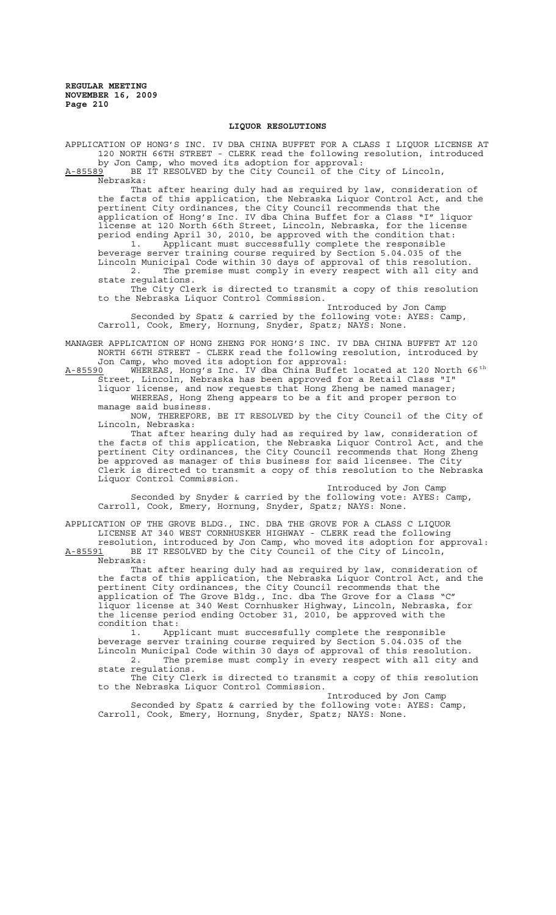## LIQUOR RESOLUTIONS

APPLICATION OF HONG'S INC. IV DBA CHINA BUFFET FOR A CLASS I LIQUOR LICENSE AT 120 NORTH 66TH STREET - CLERK read the following resolution, introduced by Jon Camp, who moved its adoption for approval:

A-85589 BE IT RESOLVED by the City Council of the City of Lincoln, Nebraska:

That after hearing duly had as required by law, consideration of the facts of this application, the Nebraska Liquor Control Act, and the pertinent City ordinances, the City Council recommends that the application of Hong's Inc. IV dba China Buffet for a Class "I" liquor license at 120 North 66th Street, Lincoln, Nebraska, for the license period ending April 30, 2010, be approved with the condition that:

1. Applicant must successfully complete the responsible beverage server training course required by Section 5.04.035 of the Lincoln Municipal Code within 30 days of approval of this resolution.
2. The premise must comply in every respect with all city and state regulations.

The City Clerk is directed to transmit a copy of this resolution to the Nebraska Liquor Control Commission.

Introduced by Jon Camp

Seconded by Spatz & carried by the following vote: AYES: Camp, Carroll, Cook, Emery, Hornung, Snyder, Spatz; NAYS: None.

MANAGER APPLICATION OF HONG ZHENG FOR HONG'S INC. IV DBA CHINA BUFFET AT 120 NORTH 66TH STREET - CLERK read the following resolution, introduced by Jon Camp, who moved its adoption for approval:

A-85590 WHEREAS, Hong's Inc. IV dba China Buffet located at 120 North 66th Street, Lincoln, Nebraska has been approved for a Retail Class "I" liquor license, and now requests that Hong Zheng be named manager;

WHEREAS, Hong Zheng appears to be a fit and proper person to manage said business.

NOW, THEREFORE, BE IT RESOLVED by the City Council of the City of Lincoln, Nebraska:

That after hearing duly had as required by law, consideration of the facts of this application, the Nebraska Liquor Control Act, and the pertinent City ordinances, the City Council recommends that Hong Zheng be approved as manager of this business for said licensee. The City Clerk is directed to transmit a copy of this resolution to the Nebraska Liquor Control Commission.

Introduced by Jon Camp

Seconded by Snyder & carried by the following vote: AYES: Camp, Carroll, Cook, Emery, Hornung, Snyder, Spatz; NAYS: None.

APPLICATION OF THE GROVE BLDG., INC. DBA THE GROVE FOR A CLASS C LIQUOR LICENSE AT 340 WEST CORNHUSKER HIGHWAY - CLERK read the following resolution, introduced by Jon Camp, who moved its adoption for approval:

A-85591 BE IT RESOLVED by the City Council of the City of Lincoln, Nebraska:

That after hearing duly had as required by law, consideration of the facts of this application, the Nebraska Liquor Control Act, and the pertinent City ordinances, the City Council recommends that the application of The Grove Bldg., Inc. dba The Grove for a Class "C" liquor license at 340 West Cornhusker Highway, Lincoln, Nebraska, for the license period ending October 31, 2010, be approved with the condition that:

1. Applicant must successfully complete the responsible beverage server training course required by Section 5.04.035 of the Lincoln Municipal Code within 30 days of approval of this resolution.
2. The premise must comply in every respect with all city and state regulations.

The City Clerk is directed to transmit a copy of this resolution to the Nebraska Liquor Control Commission.

Introduced by Jon Camp

Seconded by Spatz & carried by the following vote: AYES: Camp, Carroll, Cook, Emery, Hornung, Snyder, Spatz; NAYS: None.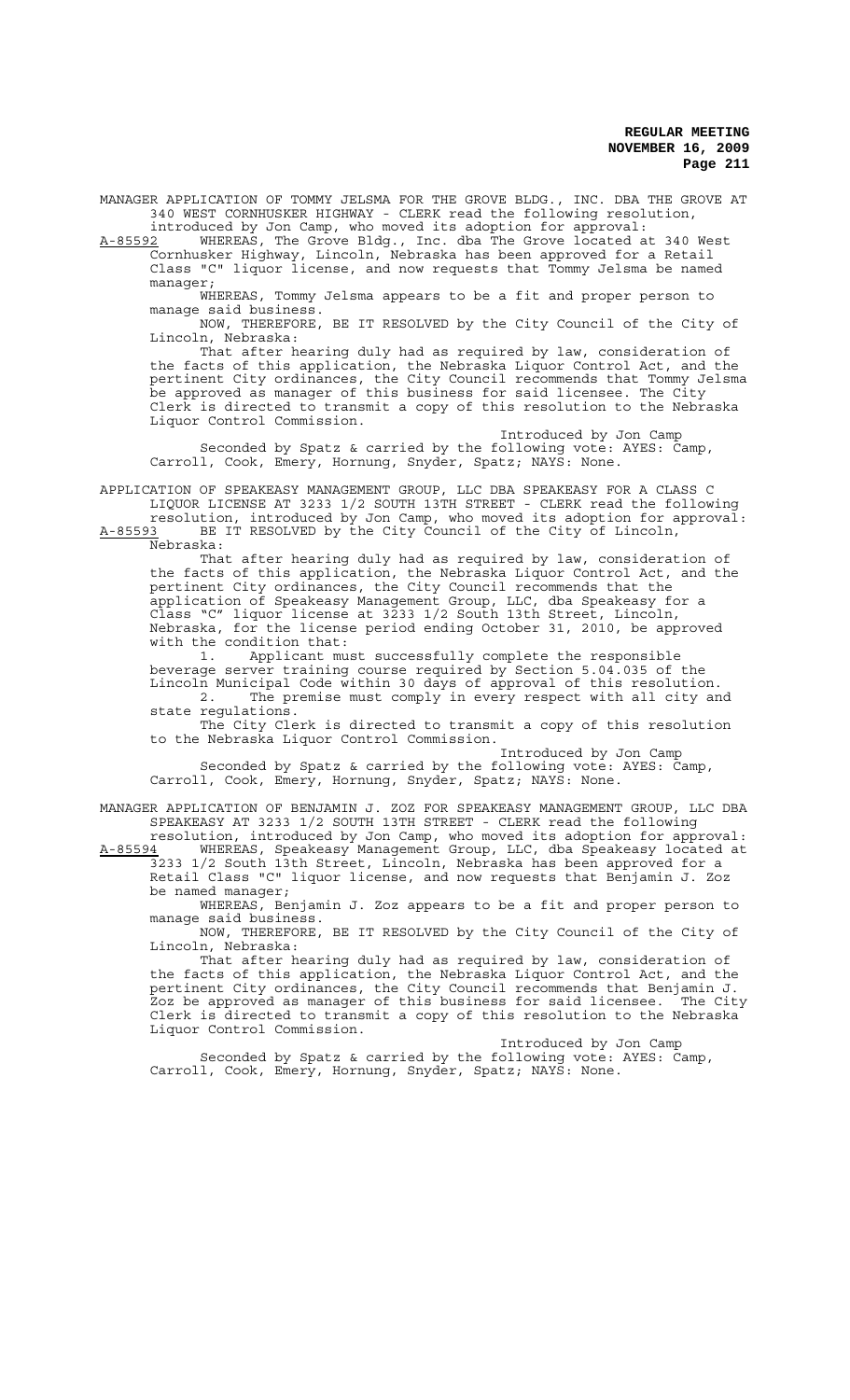MANAGER APPLICATION OF TOMMY JELSMA FOR THE GROVE BLDG., INC. DBA THE GROVE AT 340 WEST CORNHUSKER HIGHWAY - CLERK read the following resolution, introduced by Jon Camp, who moved its adoption for approval:

A-85592 WHEREAS, The Grove Bldg., Inc. dba The Grove located at 340 West Cornhusker Highway, Lincoln, Nebraska has been approved for a Retail Class "C" liquor license, and now requests that Tommy Jelsma be named manager;

WHEREAS, Tommy Jelsma appears to be a fit and proper person to manage said business.

NOW, THEREFORE, BE IT RESOLVED by the City Council of the City of Lincoln, Nebraska:

That after hearing duly had as required by law, consideration of the facts of this application, the Nebraska Liquor Control Act, and the pertinent City ordinances, the City Council recommends that Tommy Jelsma be approved as manager of this business for said licensee. The City Clerk is directed to transmit a copy of this resolution to the Nebraska Liquor Control Commission.

Introduced by Jon Camp

Seconded by Spatz & carried by the following vote: AYES: Camp, Carroll, Cook, Emery, Hornung, Snyder, Spatz; NAYS: None.

APPLICATION OF SPEAKEASY MANAGEMENT GROUP, LLC DBA SPEAKEASY FOR A CLASS C LIQUOR LICENSE AT 3233 1/2 SOUTH 13TH STREET - CLERK read the following resolution, introduced by Jon Camp, who moved its adoption for approval:

A-85593 BE IT RESOLVED by the City Council of the City of Lincoln, Nebraska:

That after hearing duly had as required by law, consideration of the facts of this application, the Nebraska Liquor Control Act, and the pertinent City ordinances, the City Council recommends that the application of Speakeasy Management Group, LLC, dba Speakeasy for a Class "C" liquor license at 3233 1/2 South 13th Street, Lincoln, Nebraska, for the license period ending October 31, 2010, be approved with the condition that:

1. Applicant must successfully complete the responsible beverage server training course required by Section 5.04.035 of the Lincoln Municipal Code within 30 days of approval of this resolution.
2. The premise must comply in every respect with all city and state regulations.

The City Clerk is directed to transmit a copy of this resolution to the Nebraska Liquor Control Commission.

Introduced by Jon Camp

Seconded by Spatz & carried by the following vote: AYES: Camp, Carroll, Cook, Emery, Hornung, Snyder, Spatz; NAYS: None.

MANAGER APPLICATION OF BENJAMIN J. ZOZ FOR SPEAKEASY MANAGEMENT GROUP, LLC DBA SPEAKEASY AT 3233 1/2 SOUTH 13TH STREET - CLERK read the following resolution, introduced by Jon Camp, who moved its adoption for approval:

A-85594 WHEREAS, Speakeasy Management Group, LLC, dba Speakeasy located at 3233 1/2 South 13th Street, Lincoln, Nebraska has been approved for a Retail Class "C" liquor license, and now requests that Benjamin J. Zoz be named manager;

WHEREAS, Benjamin J. Zoz appears to be a fit and proper person to manage said business.

NOW, THEREFORE, BE IT RESOLVED by the City Council of the City of Lincoln, Nebraska:

That after hearing duly had as required by law, consideration of the facts of this application, the Nebraska Liquor Control Act, and the pertinent City ordinances, the City Council recommends that Benjamin J. Zoz be approved as manager of this business for said licensee. The City Clerk is directed to transmit a copy of this resolution to the Nebraska Liquor Control Commission.

Introduced by Jon Camp

Seconded by Spatz & carried by the following vote: AYES: Camp, Carroll, Cook, Emery, Hornung, Snyder, Spatz; NAYS: None.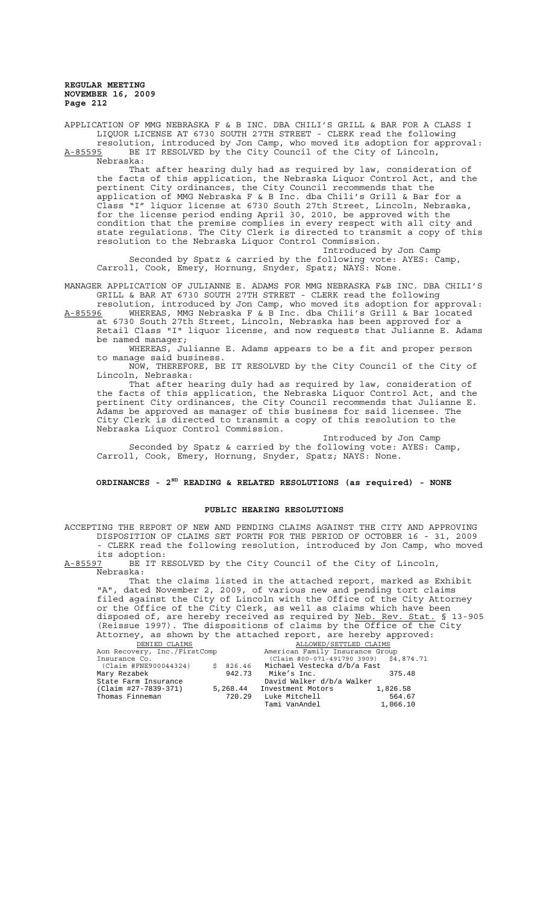APPLICATION OF MMG NEBRASKA F & B INC. DBA CHILI'S GRILL & BAR FOR A CLASS I LIQUOR LICENSE AT 6730 SOUTH 27TH STREET - CLERK read the following resolution, introduced by Jon Camp, who moved its adoption for approval:

A-85595 BE IT RESOLVED by the City Council of the City of Lincoln, Nebraska:

That after hearing duly had as required by law, consideration of the facts of this application, the Nebraska Liquor Control Act, and the pertinent City ordinances, the City Council recommends that the application of MMG Nebraska F & B Inc. dba Chili's Grill & Bar for a Class "I" liquor license at 6730 South 27th Street, Lincoln, Nebraska, for the license period ending April 30, 2010, be approved with the condition that the premise complies in every respect with all city and state regulations. The City Clerk is directed to transmit a copy of this resolution to the Nebraska Liquor Control Commission.

Introduced by Jon Camp

Seconded by Spatz & carried by the following vote: AYES: Camp, Carroll, Cook, Emery, Hornung, Snyder, Spatz; NAYS: None.

MANAGER APPLICATION OF JULIANNE E. ADAMS FOR MMG NEBRASKA F&B INC. DBA CHILI'S GRILL & BAR AT 6730 SOUTH 27TH STREET - CLERK read the following resolution, introduced by Jon Camp, who moved its adoption for approval:

A-85596 WHEREAS, MMG Nebraska F & B Inc. dba Chili's Grill & Bar located at 6730 South 27th Street, Lincoln, Nebraska has been approved for a Retail Class "I" liquor license, and now requests that Julianne E. Adams be named manager;

WHEREAS, Julianne E. Adams appears to be a fit and proper person to manage said business.

NOW, THEREFORE, BE IT RESOLVED by the City Council of the City of Lincoln, Nebraska:

That after hearing duly had as required by law, consideration of the facts of this application, the Nebraska Liquor Control Act, and the pertinent City ordinances, the City Council recommends that Julianne E. Adams be approved as manager of this business for said licensee. The City Clerk is directed to transmit a copy of this resolution to the Nebraska Liquor Control Commission.

Introduced by Jon Camp

Seconded by Spatz & carried by the following vote: AYES: Camp, Carroll, Cook, Emery, Hornung, Snyder, Spatz; NAYS: None.

**ORDINANCES - 2ND READING & RELATED RESOLUTIONS (as required) - NONE**

**PUBLIC HEARING RESOLUTIONS**

ACCEPTING THE REPORT OF NEW AND PENDING CLAIMS AGAINST THE CITY AND APPROVING DISPOSITION OF CLAIMS SET FORTH FOR THE PERIOD OF OCTOBER 16 - 31, 2009 - CLERK read the following resolution, introduced by Jon Camp, who moved its adoption:

A-85597 BE IT RESOLVED by the City Council of the City of Lincoln, Nebraska:

That the claims listed in the attached report, marked as Exhibit "A", dated November 2, 2009, of various new and pending tort claims filed against the City of Lincoln with the Office of the City Attorney or the Office of the City Clerk, as well as claims which have been disposed of, are hereby received as required by Neb. Rev. Stat. § 13-905 (Reissue 1997). The dispositions of claims by the Office of the City Attorney, as shown by the attached report, are hereby approved:

| DENIED CLAIMS | | ALLOWED/SETTLED CLAIMS | |
|---|---|---|---|
| Aon Recovery, Inc./FirstComp Insurance Co. (Claim #FNE900044324) | $ 826.46 | American Family Insurance Group (Claim #00-071-491790 3909) | $4,874.71 |
| Mary Rezabek | 942.73 | Michael Vestecka d/b/a Fast Mike's Inc. | 375.48 |
| State Farm Insurance (Claim #27-7839-371) | 5,268.44 | David Walker d/b/a Walker Investment Motors | 1,826.58 |
| Thomas Finneman | 720.29 | Luke Mitchell | 564.67 |
| | | Tami VanAndel | 1,066.10 |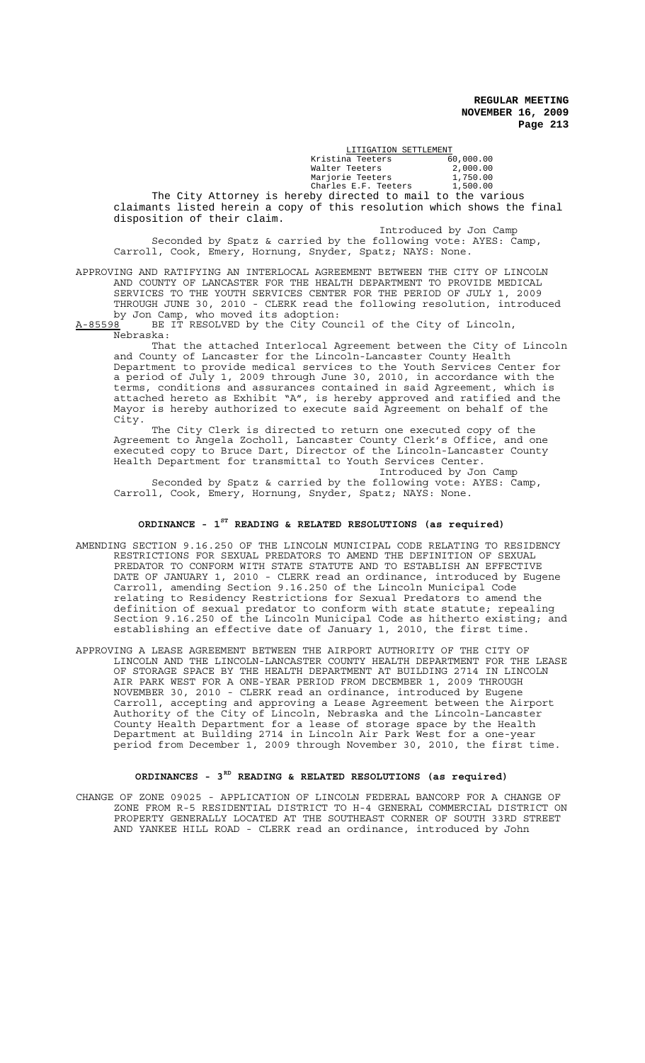| LITIGATION SETTLEMENT | |
|---|---|
| Kristina Teeters | 60,000.00 |
| Walter Teeters | 2,000.00 |
| Marjorie Teeters | 1,750.00 |
| Charles E.F. Teeters | 1,500.00 |

The City Attorney is hereby directed to mail to the various claimants listed herein a copy of this resolution which shows the final disposition of their claim.

Introduced by Jon Camp

Seconded by Spatz & carried by the following vote: AYES: Camp, Carroll, Cook, Emery, Hornung, Snyder, Spatz; NAYS: None.

APPROVING AND RATIFYING AN INTERLOCAL AGREEMENT BETWEEN THE CITY OF LINCOLN AND COUNTY OF LANCASTER FOR THE HEALTH DEPARTMENT TO PROVIDE MEDICAL SERVICES TO THE YOUTH SERVICES CENTER FOR THE PERIOD OF JULY 1, 2009 THROUGH JUNE 30, 2010 - CLERK read the following resolution, introduced by Jon Camp, who moved its adoption:

A-85598 BE IT RESOLVED by the City Council of the City of Lincoln, Nebraska:

That the attached Interlocal Agreement between the City of Lincoln and County of Lancaster for the Lincoln-Lancaster County Health Department to provide medical services to the Youth Services Center for a period of July 1, 2009 through June 30, 2010, in accordance with the terms, conditions and assurances contained in said Agreement, which is attached hereto as Exhibit "A", is hereby approved and ratified and the Mayor is hereby authorized to execute said Agreement on behalf of the City.

The City Clerk is directed to return one executed copy of the Agreement to Angela Zocholl, Lancaster County Clerk's Office, and one executed copy to Bruce Dart, Director of the Lincoln-Lancaster County Health Department for transmittal to Youth Services Center.

Introduced by Jon Camp

Seconded by Spatz & carried by the following vote: AYES: Camp, Carroll, Cook, Emery, Hornung, Snyder, Spatz; NAYS: None.

## ORDINANCE - 1ST READING & RELATED RESOLUTIONS (as required)

AMENDING SECTION 9.16.250 OF THE LINCOLN MUNICIPAL CODE RELATING TO RESIDENCY RESTRICTIONS FOR SEXUAL PREDATORS TO AMEND THE DEFINITION OF SEXUAL PREDATOR TO CONFORM WITH STATE STATUTE AND TO ESTABLISH AN EFFECTIVE DATE OF JANUARY 1, 2010 - CLERK read an ordinance, introduced by Eugene Carroll, amending Section 9.16.250 of the Lincoln Municipal Code relating to Residency Restrictions for Sexual Predators to amend the definition of sexual predator to conform with state statute; repealing Section 9.16.250 of the Lincoln Municipal Code as hitherto existing; and establishing an effective date of January 1, 2010, the first time.

APPROVING A LEASE AGREEMENT BETWEEN THE AIRPORT AUTHORITY OF THE CITY OF LINCOLN AND THE LINCOLN-LANCASTER COUNTY HEALTH DEPARTMENT FOR THE LEASE OF STORAGE SPACE BY THE HEALTH DEPARTMENT AT BUILDING 2714 IN LINCOLN AIR PARK WEST FOR A ONE-YEAR PERIOD FROM DECEMBER 1, 2009 THROUGH NOVEMBER 30, 2010 - CLERK read an ordinance, introduced by Eugene Carroll, accepting and approving a Lease Agreement between the Airport Authority of the City of Lincoln, Nebraska and the Lincoln-Lancaster County Health Department for a lease of storage space by the Health Department at Building 2714 in Lincoln Air Park West for a one-year period from December 1, 2009 through November 30, 2010, the first time.

## ORDINANCES - 3RD READING & RELATED RESOLUTIONS (as required)

CHANGE OF ZONE 09025 - APPLICATION OF LINCOLN FEDERAL BANCORP FOR A CHANGE OF ZONE FROM R-5 RESIDENTIAL DISTRICT TO H-4 GENERAL COMMERCIAL DISTRICT ON PROPERTY GENERALLY LOCATED AT THE SOUTHEAST CORNER OF SOUTH 33RD STREET AND YANKEE HILL ROAD - CLERK read an ordinance, introduced by John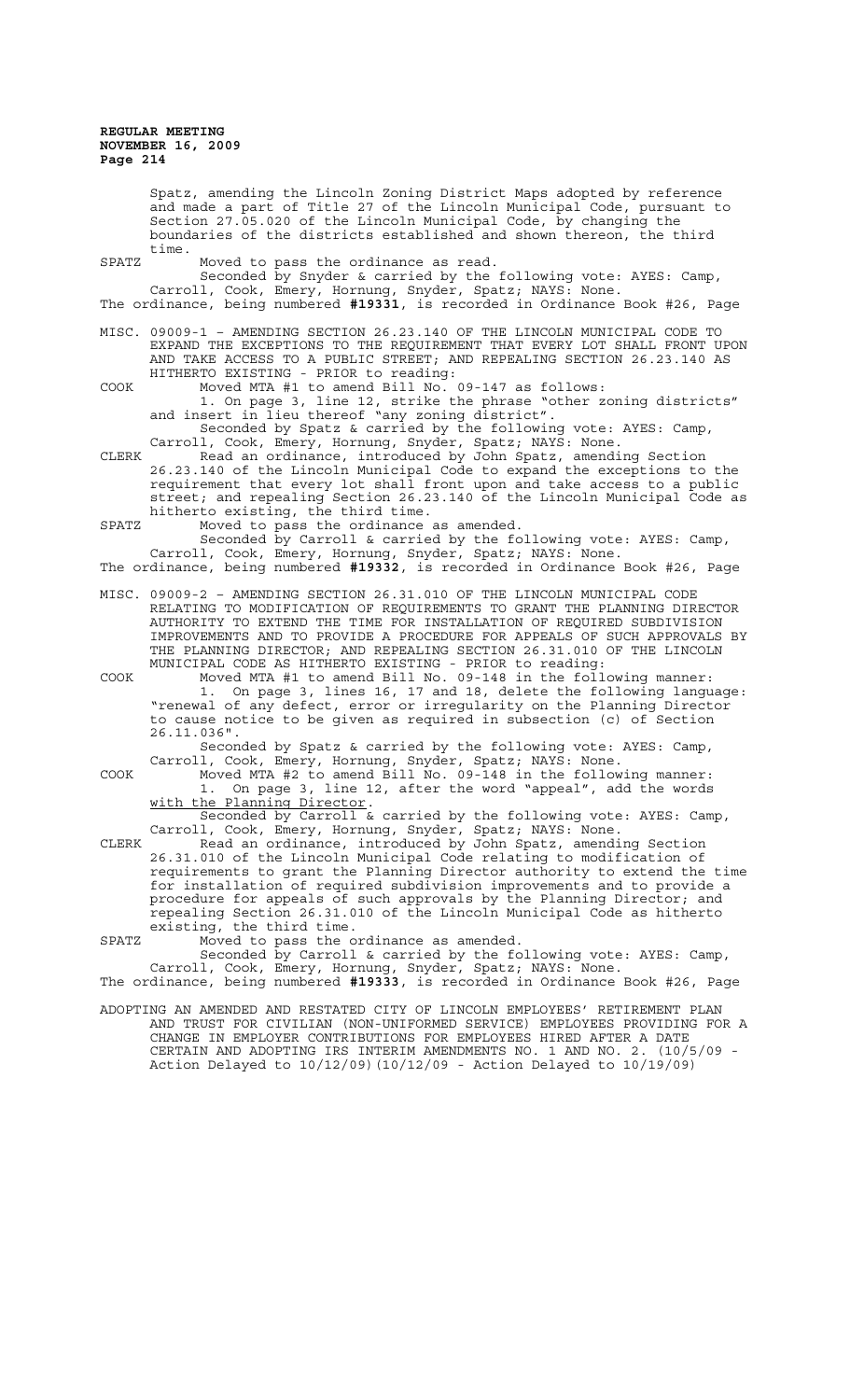Spatz, amending the Lincoln Zoning District Maps adopted by reference and made a part of Title 27 of the Lincoln Municipal Code, pursuant to Section 27.05.020 of the Lincoln Municipal Code, by changing the boundaries of the districts established and shown thereon, the third time.

SPATZ Moved to pass the ordinance as read.

Seconded by Snyder & carried by the following vote: AYES: Camp, Carroll, Cook, Emery, Hornung, Snyder, Spatz; NAYS: None.

The ordinance, being numbered **#19331**, is recorded in Ordinance Book #26, Page

MISC. 09009-1 – AMENDING SECTION 26.23.140 OF THE LINCOLN MUNICIPAL CODE TO EXPAND THE EXCEPTIONS TO THE REQUIREMENT THAT EVERY LOT SHALL FRONT UPON AND TAKE ACCESS TO A PUBLIC STREET; AND REPEALING SECTION 26.23.140 AS HITHERTO EXISTING - PRIOR to reading:

COOK Moved MTA #1 to amend Bill No. 09-147 as follows:

1. On page 3, line 12, strike the phrase "other zoning districts" and insert in lieu thereof "any zoning district".

Seconded by Spatz & carried by the following vote: AYES: Camp, Carroll, Cook, Emery, Hornung, Snyder, Spatz; NAYS: None.

CLERK Read an ordinance, introduced by John Spatz, amending Section 26.23.140 of the Lincoln Municipal Code to expand the exceptions to the requirement that every lot shall front upon and take access to a public street; and repealing Section 26.23.140 of the Lincoln Municipal Code as hitherto existing, the third time.

SPATZ Moved to pass the ordinance as amended.

Seconded by Carroll & carried by the following vote: AYES: Camp, Carroll, Cook, Emery, Hornung, Snyder, Spatz; NAYS: None.

The ordinance, being numbered **#19332**, is recorded in Ordinance Book #26, Page

MISC. 09009-2 – AMENDING SECTION 26.31.010 OF THE LINCOLN MUNICIPAL CODE RELATING TO MODIFICATION OF REQUIREMENTS TO GRANT THE PLANNING DIRECTOR AUTHORITY TO EXTEND THE TIME FOR INSTALLATION OF REQUIRED SUBDIVISION IMPROVEMENTS AND TO PROVIDE A PROCEDURE FOR APPEALS OF SUCH APPROVALS BY THE PLANNING DIRECTOR; AND REPEALING SECTION 26.31.010 OF THE LINCOLN MUNICIPAL CODE AS HITHERTO EXISTING - PRIOR to reading:

COOK Moved MTA #1 to amend Bill No. 09-148 in the following manner:

1. On page 3, lines 16, 17 and 18, delete the following language: "renewal of any defect, error or irregularity on the Planning Director to cause notice to be given as required in subsection (c) of Section 26.11.036".

Seconded by Spatz & carried by the following vote: AYES: Camp, Carroll, Cook, Emery, Hornung, Snyder, Spatz; NAYS: None.

COOK Moved MTA #2 to amend Bill No. 09-148 in the following manner:

1. On page 3, line 12, after the word "appeal", add the words <u>with the Planning Director</u>.

Seconded by Carroll & carried by the following vote: AYES: Camp, Carroll, Cook, Emery, Hornung, Snyder, Spatz; NAYS: None.

CLERK Read an ordinance, introduced by John Spatz, amending Section 26.31.010 of the Lincoln Municipal Code relating to modification of requirements to grant the Planning Director authority to extend the time for installation of required subdivision improvements and to provide a procedure for appeals of such approvals by the Planning Director; and repealing Section 26.31.010 of the Lincoln Municipal Code as hitherto existing, the third time.

SPATZ Moved to pass the ordinance as amended.

Seconded by Carroll & carried by the following vote: AYES: Camp, Carroll, Cook, Emery, Hornung, Snyder, Spatz; NAYS: None.

The ordinance, being numbered **#19333**, is recorded in Ordinance Book #26, Page

ADOPTING AN AMENDED AND RESTATED CITY OF LINCOLN EMPLOYEES' RETIREMENT PLAN AND TRUST FOR CIVILIAN (NON-UNIFORMED SERVICE) EMPLOYEES PROVIDING FOR A CHANGE IN EMPLOYER CONTRIBUTIONS FOR EMPLOYEES HIRED AFTER A DATE CERTAIN AND ADOPTING IRS INTERIM AMENDMENTS NO. 1 AND NO. 2. (10/5/09 - Action Delayed to 10/12/09)(10/12/09 - Action Delayed to 10/19/09)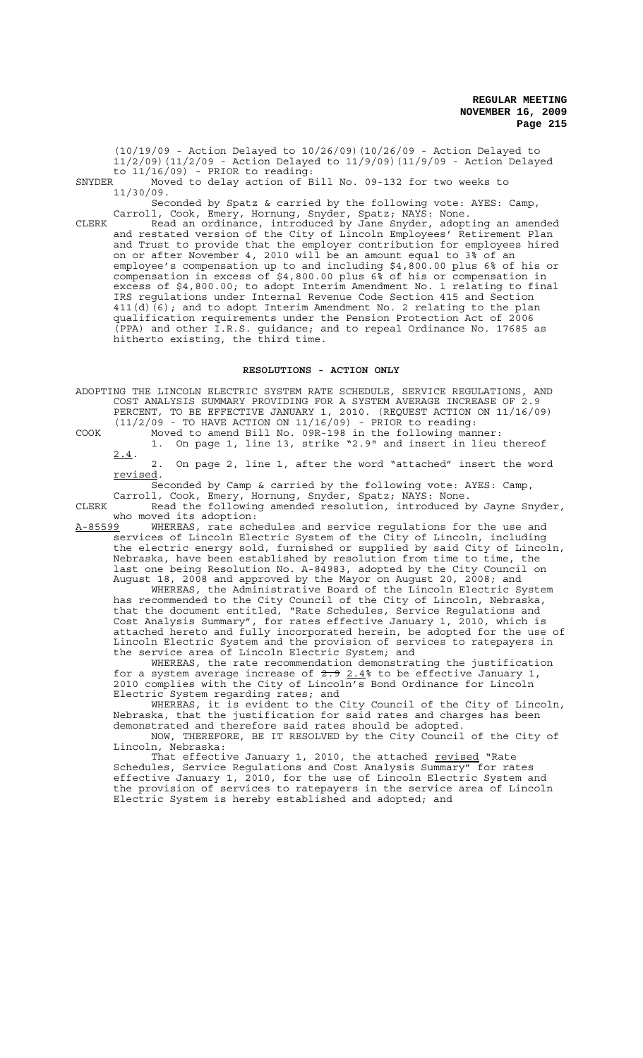(10/19/09 - Action Delayed to 10/26/09)(10/26/09 - Action Delayed to 11/2/09)(11/2/09 - Action Delayed to 11/9/09)(11/9/09 - Action Delayed to 11/16/09) - PRIOR to reading:

SNYDER Moved to delay action of Bill No. 09-132 for two weeks to 11/30/09.

Seconded by Spatz & carried by the following vote: AYES: Camp, Carroll, Cook, Emery, Hornung, Snyder, Spatz; NAYS: None.

CLERK Read an ordinance, introduced by Jane Snyder, adopting an amended and restated version of the City of Lincoln Employees' Retirement Plan and Trust to provide that the employer contribution for employees hired on or after November 4, 2010 will be an amount equal to 3% of an employee's compensation up to and including $4,800.00 plus 6% of his or compensation in excess of $4,800.00 plus 6% of his or compensation in excess of $4,800.00; to adopt Interim Amendment No. 1 relating to final IRS regulations under Internal Revenue Code Section 415 and Section 411(d)(6); and to adopt Interim Amendment No. 2 relating to the plan qualification requirements under the Pension Protection Act of 2006 (PPA) and other I.R.S. guidance; and to repeal Ordinance No. 17685 as hitherto existing, the third time.

## RESOLUTIONS - ACTION ONLY

ADOPTING THE LINCOLN ELECTRIC SYSTEM RATE SCHEDULE, SERVICE REGULATIONS, AND COST ANALYSIS SUMMARY PROVIDING FOR A SYSTEM AVERAGE INCREASE OF 2.9 PERCENT, TO BE EFFECTIVE JANUARY 1, 2010. (REQUEST ACTION ON 11/16/09) (11/2/09 - TO HAVE ACTION ON 11/16/09) - PRIOR to reading:

COOK Moved to amend Bill No. 09R-198 in the following manner:

1. On page 1, line 13, strike "2.9" and insert in lieu thereof 2.4.

2. On page 2, line 1, after the word "attached" insert the word revised.

Seconded by Camp & carried by the following vote: AYES: Camp, Carroll, Cook, Emery, Hornung, Snyder, Spatz; NAYS: None.

CLERK Read the following amended resolution, introduced by Jayne Snyder, who moved its adoption:

A-85599 WHEREAS, rate schedules and service regulations for the use and services of Lincoln Electric System of the City of Lincoln, including the electric energy sold, furnished or supplied by said City of Lincoln, Nebraska, have been established by resolution from time to time, the last one being Resolution No. A-84983, adopted by the City Council on August 18, 2008 and approved by the Mayor on August 20, 2008; and

WHEREAS, the Administrative Board of the Lincoln Electric System has recommended to the City Council of the City of Lincoln, Nebraska, that the document entitled, "Rate Schedules, Service Regulations and Cost Analysis Summary", for rates effective January 1, 2010, which is attached hereto and fully incorporated herein, be adopted for the use of Lincoln Electric System and the provision of services to ratepayers in the service area of Lincoln Electric System; and

WHEREAS, the rate recommendation demonstrating the justification for a system average increase of ~~2.9~~ 2.4% to be effective January 1, 2010 complies with the City of Lincoln's Bond Ordinance for Lincoln Electric System regarding rates; and

WHEREAS, it is evident to the City Council of the City of Lincoln, Nebraska, that the justification for said rates and charges has been demonstrated and therefore said rates should be adopted.

NOW, THEREFORE, BE IT RESOLVED by the City Council of the City of Lincoln, Nebraska:

That effective January 1, 2010, the attached revised "Rate Schedules, Service Regulations and Cost Analysis Summary" for rates effective January 1, 2010, for the use of Lincoln Electric System and the provision of services to ratepayers in the service area of Lincoln Electric System is hereby established and adopted; and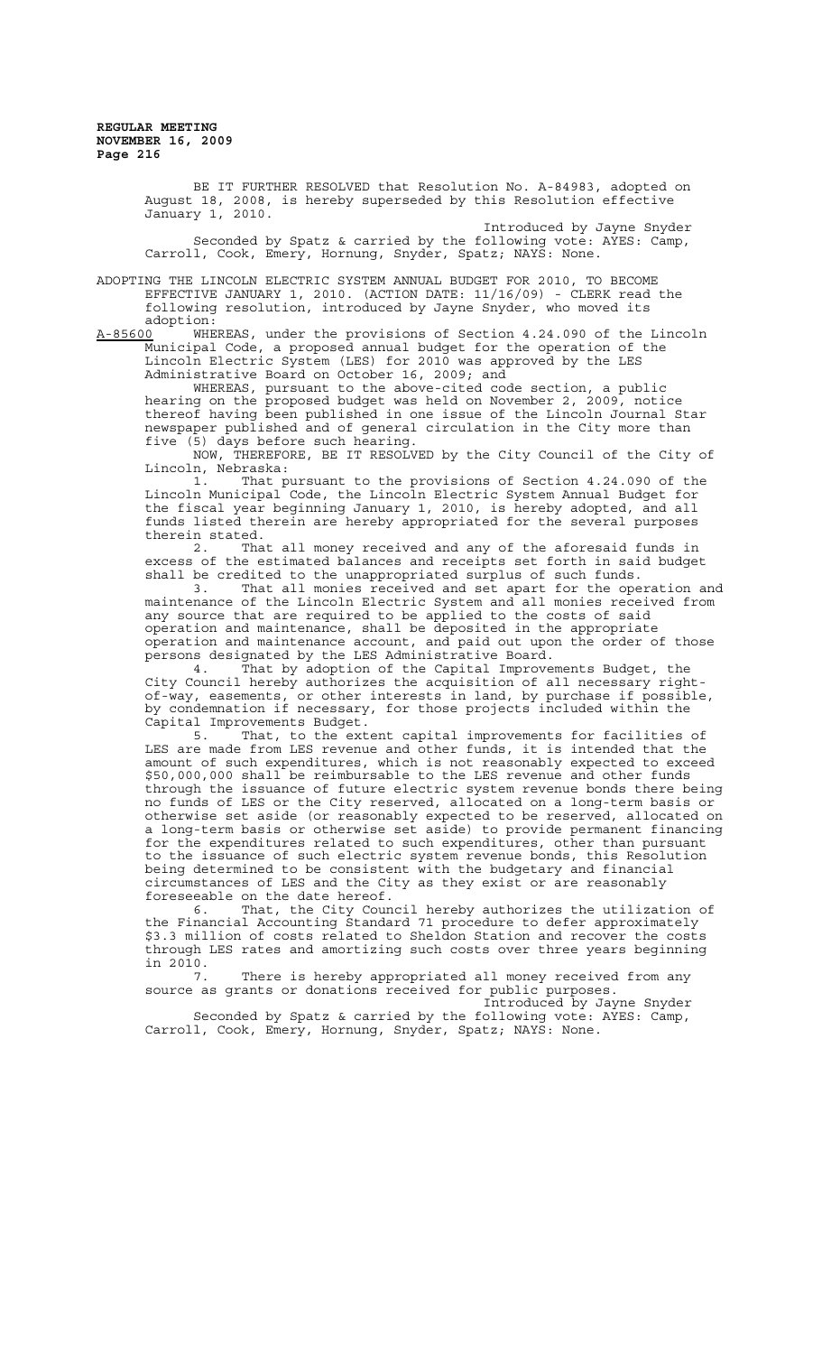BE IT FURTHER RESOLVED that Resolution No. A-84983, adopted on August 18, 2008, is hereby superseded by this Resolution effective January 1, 2010.

Introduced by Jayne Snyder

Seconded by Spatz & carried by the following vote: AYES: Camp, Carroll, Cook, Emery, Hornung, Snyder, Spatz; NAYS: None.

ADOPTING THE LINCOLN ELECTRIC SYSTEM ANNUAL BUDGET FOR 2010, TO BECOME EFFECTIVE JANUARY 1, 2010. (ACTION DATE: 11/16/09) - CLERK read the following resolution, introduced by Jayne Snyder, who moved its adoption:

A-85600 WHEREAS, under the provisions of Section 4.24.090 of the Lincoln Municipal Code, a proposed annual budget for the operation of the Lincoln Electric System (LES) for 2010 was approved by the LES Administrative Board on October 16, 2009; and

WHEREAS, pursuant to the above-cited code section, a public hearing on the proposed budget was held on November 2, 2009, notice thereof having been published in one issue of the Lincoln Journal Star newspaper published and of general circulation in the City more than five (5) days before such hearing.

NOW, THEREFORE, BE IT RESOLVED by the City Council of the City of Lincoln, Nebraska:

1. That pursuant to the provisions of Section 4.24.090 of the Lincoln Municipal Code, the Lincoln Electric System Annual Budget for the fiscal year beginning January 1, 2010, is hereby adopted, and all funds listed therein are hereby appropriated for the several purposes therein stated.

2. That all money received and any of the aforesaid funds in excess of the estimated balances and receipts set forth in said budget shall be credited to the unappropriated surplus of such funds.

3. That all monies received and set apart for the operation and maintenance of the Lincoln Electric System and all monies received from any source that are required to be applied to the costs of said operation and maintenance, shall be deposited in the appropriate operation and maintenance account, and paid out upon the order of those persons designated by the LES Administrative Board.

4. That by adoption of the Capital Improvements Budget, the City Council hereby authorizes the acquisition of all necessary right-of-way, easements, or other interests in land, by purchase if possible, by condemnation if necessary, for those projects included within the Capital Improvements Budget.

5. That, to the extent capital improvements for facilities of LES are made from LES revenue and other funds, it is intended that the amount of such expenditures, which is not reasonably expected to exceed \$50,000,000 shall be reimbursable to the LES revenue and other funds through the issuance of future electric system revenue bonds there being no funds of LES or the City reserved, allocated on a long-term basis or otherwise set aside (or reasonably expected to be reserved, allocated on a long-term basis or otherwise set aside) to provide permanent financing for the expenditures related to such expenditures, other than pursuant to the issuance of such electric system revenue bonds, this Resolution being determined to be consistent with the budgetary and financial circumstances of LES and the City as they exist or are reasonably foreseeable on the date hereof.

6. That, the City Council hereby authorizes the utilization of the Financial Accounting Standard 71 procedure to defer approximately \$3.3 million of costs related to Sheldon Station and recover the costs through LES rates and amortizing such costs over three years beginning in 2010.

7. There is hereby appropriated all money received from any source as grants or donations received for public purposes.

Introduced by Jayne Snyder

Seconded by Spatz & carried by the following vote: AYES: Camp, Carroll, Cook, Emery, Hornung, Snyder, Spatz; NAYS: None.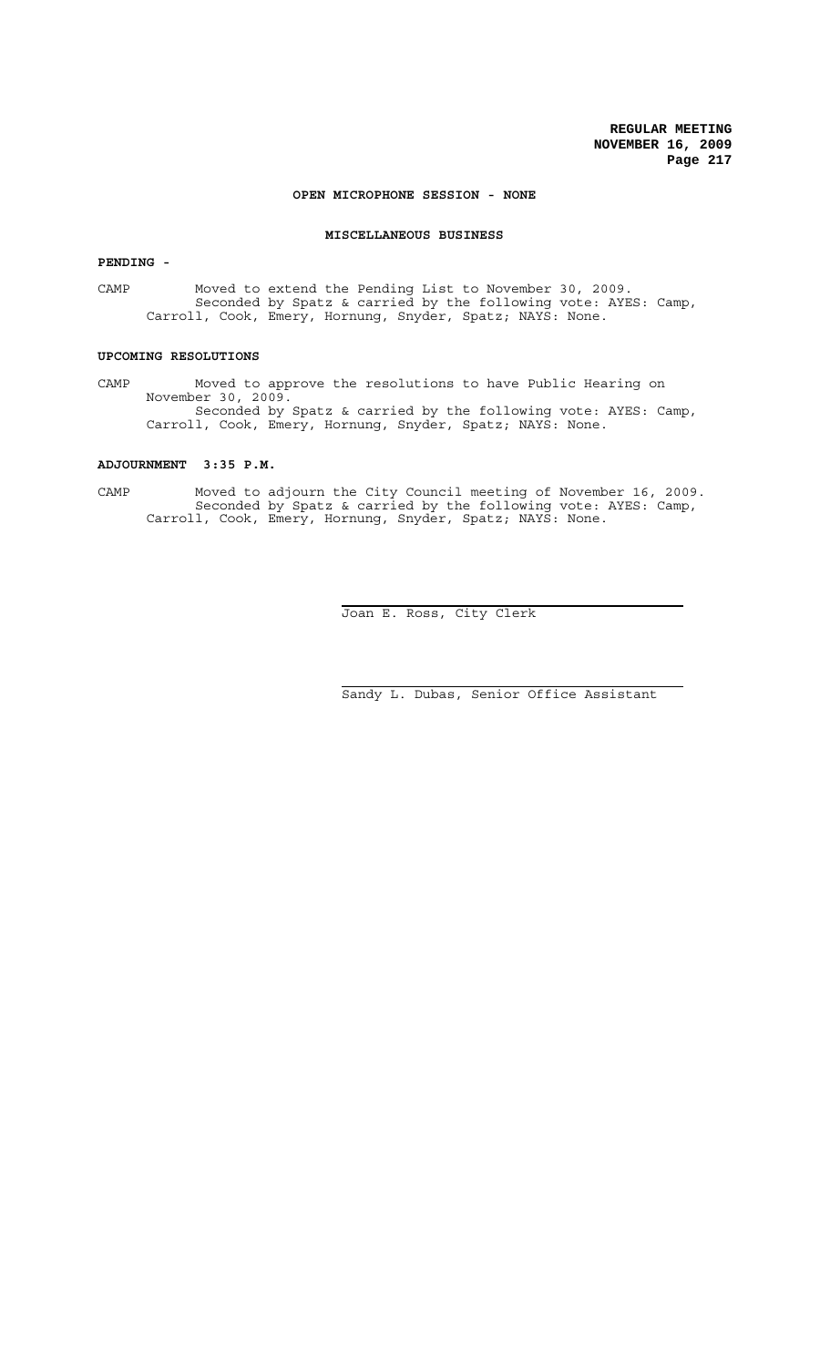**OPEN MICROPHONE SESSION - NONE**

**MISCELLANEOUS BUSINESS**

**PENDING -**

CAMP Moved to extend the Pending List to November 30, 2009.
Seconded by Spatz & carried by the following vote: AYES: Camp, Carroll, Cook, Emery, Hornung, Snyder, Spatz; NAYS: None.

**UPCOMING RESOLUTIONS**

CAMP Moved to approve the resolutions to have Public Hearing on November 30, 2009.
Seconded by Spatz & carried by the following vote: AYES: Camp, Carroll, Cook, Emery, Hornung, Snyder, Spatz; NAYS: None.

**ADJOURNMENT 3:35 P.M.**

CAMP Moved to adjourn the City Council meeting of November 16, 2009.
Seconded by Spatz & carried by the following vote: AYES: Camp, Carroll, Cook, Emery, Hornung, Snyder, Spatz; NAYS: None.

Joan E. Ross, City Clerk

Sandy L. Dubas, Senior Office Assistant